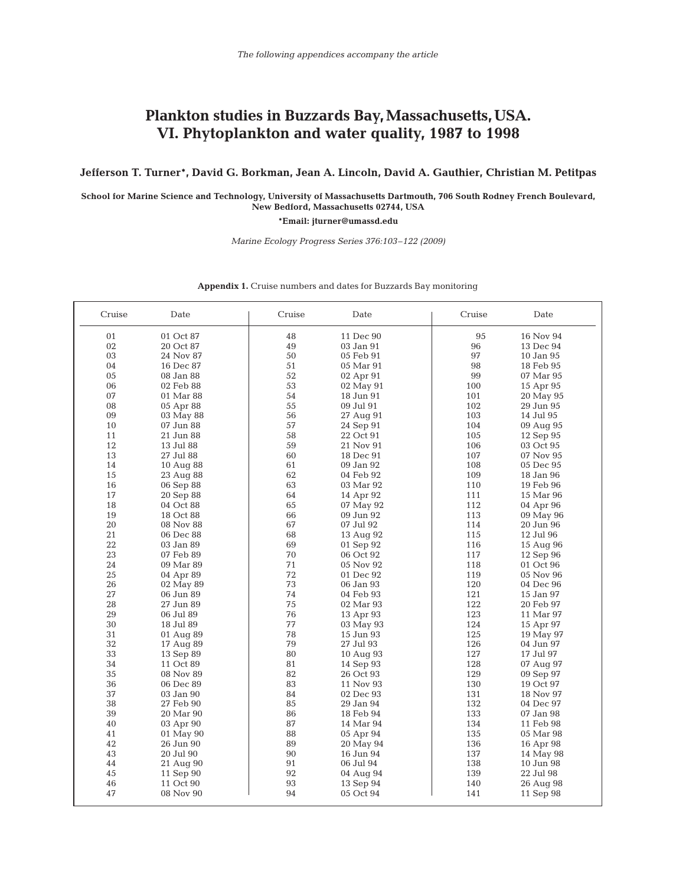*The following appendices accompany the article*

# Plankton studies in Buzzards Bay, Massachusetts, USA. VI. Phytoplankton and water quality, 1987 to 1998

**Jefferson T. Turner\*, David G. Borkman, Jean A. Lincoln, David A. Gauthier, Christian M. Petitpas**

**School for Marine Science and Technology, University of Massachusetts Dartmouth, 706 South Rodney French Boulevard, New Bedford, Massachusetts 02744, USA**

**\*Email: jturner@umassd.edu**

*Marine Ecology Progress Series 376:103–122 (2009)*

**Appendix 1.** Cruise numbers and dates for Buzzards Bay monitoring

| Cruise | Date | Cruise | Date | Cruise | Date |
|---|---|---|---|---|---|
| 01 | 01 Oct 87 | 48 | 11 Dec 90 | 95 | 16 Nov 94 |
| 02 | 20 Oct 87 | 49 | 03 Jan 91 | 96 | 13 Dec 94 |
| 03 | 24 Nov 87 | 50 | 05 Feb 91 | 97 | 10 Jan 95 |
| 04 | 16 Dec 87 | 51 | 05 Mar 91 | 98 | 18 Feb 95 |
| 05 | 08 Jan 88 | 52 | 02 Apr 91 | 99 | 07 Mar 95 |
| 06 | 02 Feb 88 | 53 | 02 May 91 | 100 | 15 Apr 95 |
| 07 | 01 Mar 88 | 54 | 18 Jun 91 | 101 | 20 May 95 |
| 08 | 05 Apr 88 | 55 | 09 Jul 91 | 102 | 29 Jun 95 |
| 09 | 03 May 88 | 56 | 27 Aug 91 | 103 | 14 Jul 95 |
| 10 | 07 Jun 88 | 57 | 24 Sep 91 | 104 | 09 Aug 95 |
| 11 | 21 Jun 88 | 58 | 22 Oct 91 | 105 | 12 Sep 95 |
| 12 | 13 Jul 88 | 59 | 21 Nov 91 | 106 | 03 Oct 95 |
| 13 | 27 Jul 88 | 60 | 18 Dec 91 | 107 | 07 Nov 95 |
| 14 | 10 Aug 88 | 61 | 09 Jan 92 | 108 | 05 Dec 95 |
| 15 | 23 Aug 88 | 62 | 04 Feb 92 | 109 | 18 Jan 96 |
| 16 | 06 Sep 88 | 63 | 03 Mar 92 | 110 | 19 Feb 96 |
| 17 | 20 Sep 88 | 64 | 14 Apr 92 | 111 | 15 Mar 96 |
| 18 | 04 Oct 88 | 65 | 07 May 92 | 112 | 04 Apr 96 |
| 19 | 18 Oct 88 | 66 | 09 Jun 92 | 113 | 09 May 96 |
| 20 | 08 Nov 88 | 67 | 07 Jul 92 | 114 | 20 Jun 96 |
| 21 | 06 Dec 88 | 68 | 13 Aug 92 | 115 | 12 Jul 96 |
| 22 | 03 Jan 89 | 69 | 01 Sep 92 | 116 | 15 Aug 96 |
| 23 | 07 Feb 89 | 70 | 06 Oct 92 | 117 | 12 Sep 96 |
| 24 | 09 Mar 89 | 71 | 05 Nov 92 | 118 | 01 Oct 96 |
| 25 | 04 Apr 89 | 72 | 01 Dec 92 | 119 | 05 Nov 96 |
| 26 | 02 May 89 | 73 | 06 Jan 93 | 120 | 04 Dec 96 |
| 27 | 06 Jun 89 | 74 | 04 Feb 93 | 121 | 15 Jan 97 |
| 28 | 27 Jun 89 | 75 | 02 Mar 93 | 122 | 20 Feb 97 |
| 29 | 06 Jul 89 | 76 | 13 Apr 93 | 123 | 11 Mar 97 |
| 30 | 18 Jul 89 | 77 | 03 May 93 | 124 | 15 Apr 97 |
| 31 | 01 Aug 89 | 78 | 15 Jun 93 | 125 | 19 May 97 |
| 32 | 17 Aug 89 | 79 | 27 Jul 93 | 126 | 04 Jun 97 |
| 33 | 13 Sep 89 | 80 | 10 Aug 93 | 127 | 17 Jul 97 |
| 34 | 11 Oct 89 | 81 | 14 Sep 93 | 128 | 07 Aug 97 |
| 35 | 08 Nov 89 | 82 | 26 Oct 93 | 129 | 09 Sep 97 |
| 36 | 06 Dec 89 | 83 | 11 Nov 93 | 130 | 19 Oct 97 |
| 37 | 03 Jan 90 | 84 | 02 Dec 93 | 131 | 18 Nov 97 |
| 38 | 27 Feb 90 | 85 | 29 Jan 94 | 132 | 04 Dec 97 |
| 39 | 20 Mar 90 | 86 | 18 Feb 94 | 133 | 07 Jan 98 |
| 40 | 03 Apr 90 | 87 | 14 Mar 94 | 134 | 11 Feb 98 |
| 41 | 01 May 90 | 88 | 05 Apr 94 | 135 | 05 Mar 98 |
| 42 | 26 Jun 90 | 89 | 20 May 94 | 136 | 16 Apr 98 |
| 43 | 20 Jul 90 | 90 | 16 Jun 94 | 137 | 14 May 98 |
| 44 | 21 Aug 90 | 91 | 06 Jul 94 | 138 | 10 Jun 98 |
| 45 | 11 Sep 90 | 92 | 04 Aug 94 | 139 | 22 Jul 98 |
| 46 | 11 Oct 90 | 93 | 13 Sep 94 | 140 | 26 Aug 98 |
| 47 | 08 Nov 90 | 94 | 05 Oct 94 | 141 | 11 Sep 98 |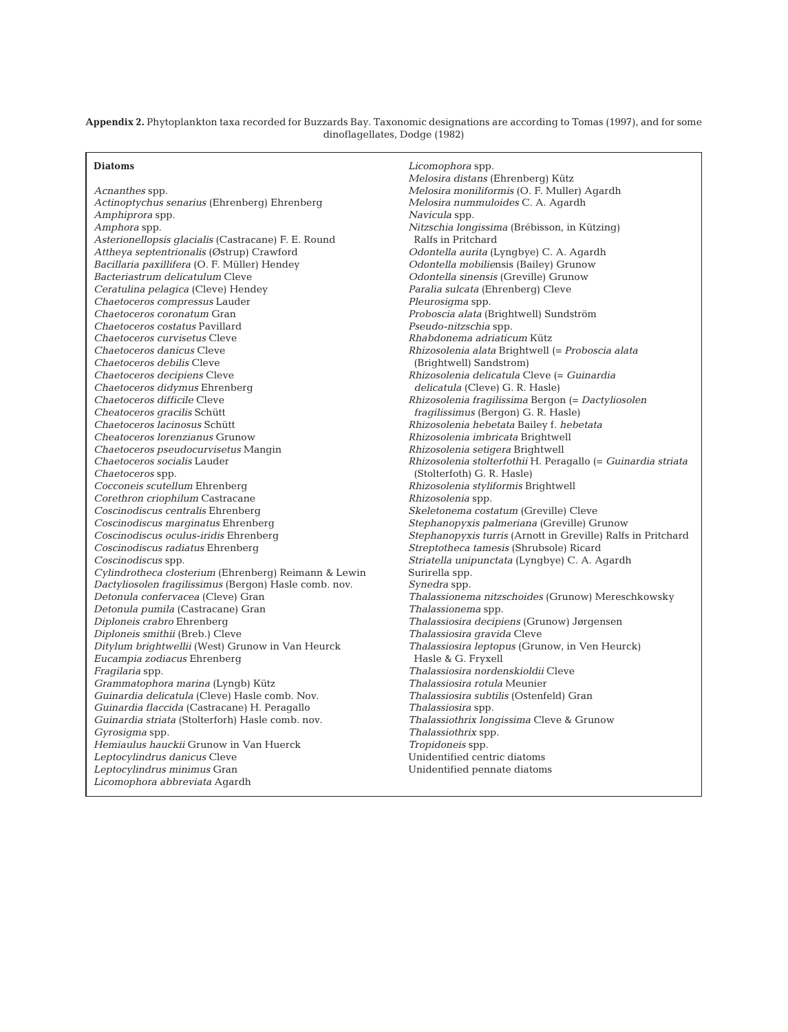**Appendix 2.** Phytoplankton taxa recorded for Buzzards Bay. Taxonomic designations are according to Tomas (1997), and for some dinoflagellates, Dodge (1982)

**Diatoms**

*Acnanthes* spp.
*Actinoptychus senarius* (Ehrenberg) Ehrenberg
*Amphiprora* spp.
*Amphora* spp.
*Asterionellopsis glacialis* (Castracane) F. E. Round
*Attheya septentrionalis* (Østrup) Crawford
*Bacillaria paxillifera* (O. F. Müller) Hendey
*Bacteriastrum delicatulum* Cleve
*Ceratulina pelagica* (Cleve) Hendey
*Chaetoceros compressus* Lauder
*Chaetoceros coronatum* Gran
*Chaetoceros costatus* Pavillard
*Chaetoceros curvisetus* Cleve
*Chaetoceros danicus* Cleve
*Chaetoceros debilis* Cleve
*Chaetoceros decipiens* Cleve
*Chaetoceros didymus* Ehrenberg
*Chaetoceros difficile* Cleve
*Cheatoceros gracilis* Schütt
*Chaetoceros lacinosus* Schütt
*Cheatoceros lorenzianus* Grunow
*Chaetoceros pseudocurvisetus* Mangin
*Chaetoceros socialis* Lauder
*Chaetoceros* spp.
*Cocconeis scutellum* Ehrenberg
*Corethron criophilum* Castracane
*Coscinodiscus centralis* Ehrenberg
*Coscinodiscus marginatus* Ehrenberg
*Coscinodiscus oculus-iridis* Ehrenberg
*Coscinodiscus radiatus* Ehrenberg
*Coscinodiscus* spp.
*Cylindrotheca closterium* (Ehrenberg) Reimann & Lewin
*Dactyliosolen fragilissimus* (Bergon) Hasle comb. nov.
*Detonula confervacea* (Cleve) Gran
*Detonula pumila* (Castracane) Gran
*Diploneis crabro* Ehrenberg
*Diploneis smithii* (Breb.) Cleve
*Ditylum brightwellii* (West) Grunow in Van Heurck
*Eucampia zodiacus* Ehrenberg
*Fragilaria* spp.
*Grammatophora marina* (Lyngb) Kütz
*Guinardia delicatula* (Cleve) Hasle comb. Nov.
*Guinardia flaccida* (Castracane) H. Peragallo
*Guinardia striata* (Stolterforh) Hasle comb. nov.
*Gyrosigma* spp.
*Hemiaulus hauckii* Grunow in Van Huerck
*Leptocylindrus danicus* Cleve
*Leptocylindrus minimus* Gran
*Licomophora abbreviata* Agardh
*Licomophora* spp.
*Melosira distans* (Ehrenberg) Kütz
*Melosira moniliformis* (O. F. Muller) Agardh
*Melosira nummuloides* C. A. Agardh
*Navicula* spp.
*Nitzschia longissima* (Brébisson, in Kützing) Ralfs in Pritchard
*Odontella aurita* (Lyngbye) C. A. Agardh
*Odontella mobiliensis* (Bailey) Grunow
*Odontella sinensis* (Greville) Grunow
*Paralia sulcata* (Ehrenberg) Cleve
*Pleurosigma* spp.
*Proboscia alata* (Brightwell) Sundström
*Pseudo-nitzschia* spp.
*Rhabdonema adriaticum* Kütz
*Rhizosolenia alata* Brightwell (= *Proboscia alata* (Brightwell) Sandstrom)
*Rhizosolenia delicatula* Cleve (= *Guinardia delicatula* (Cleve) G. R. Hasle)
*Rhizosolenia fragilissima* Bergon (= *Dactyliosolen fragilissimus* (Bergon) G. R. Hasle)
*Rhizosolenia hebetata* Bailey f. *hebetata*
*Rhizosolenia imbricata* Brightwell
*Rhizosolenia setigera* Brightwell
*Rhizosolenia stolterfothii* H. Peragallo (= *Guinardia striata* (Stolterfoth) G. R. Hasle)
*Rhizosolenia styliformis* Brightwell
*Rhizosolenia* spp.
*Skeletonema costatum* (Greville) Cleve
*Stephanopyxis palmeriana* (Greville) Grunow
*Stephanopyxis turris* (Arnott in Greville) Ralfs in Pritchard
*Streptotheca tamesis* (Shrubsole) Ricard
*Striatella unipunctata* (Lyngbye) C. A. Agardh
Surirella spp.
*Synedra* spp.
*Thalassionema nitzschoides* (Grunow) Mereschkowsky
*Thalassionema* spp.
*Thalassiosira decipiens* (Grunow) Jørgensen
*Thalassiosira gravida* Cleve
*Thalassiosira leptopus* (Grunow, in Ven Heurck) Hasle & G. Fryxell
*Thalassiosira nordenskioldii* Cleve
*Thalassiosira rotula* Meunier
*Thalassiosira subtilis* (Ostenfeld) Gran
*Thalassiosira* spp.
*Thalassiothrix longissima* Cleve & Grunow
*Thalassiothrix* spp.
*Tropidoneis* spp.
Unidentified centric diatoms
Unidentified pennate diatoms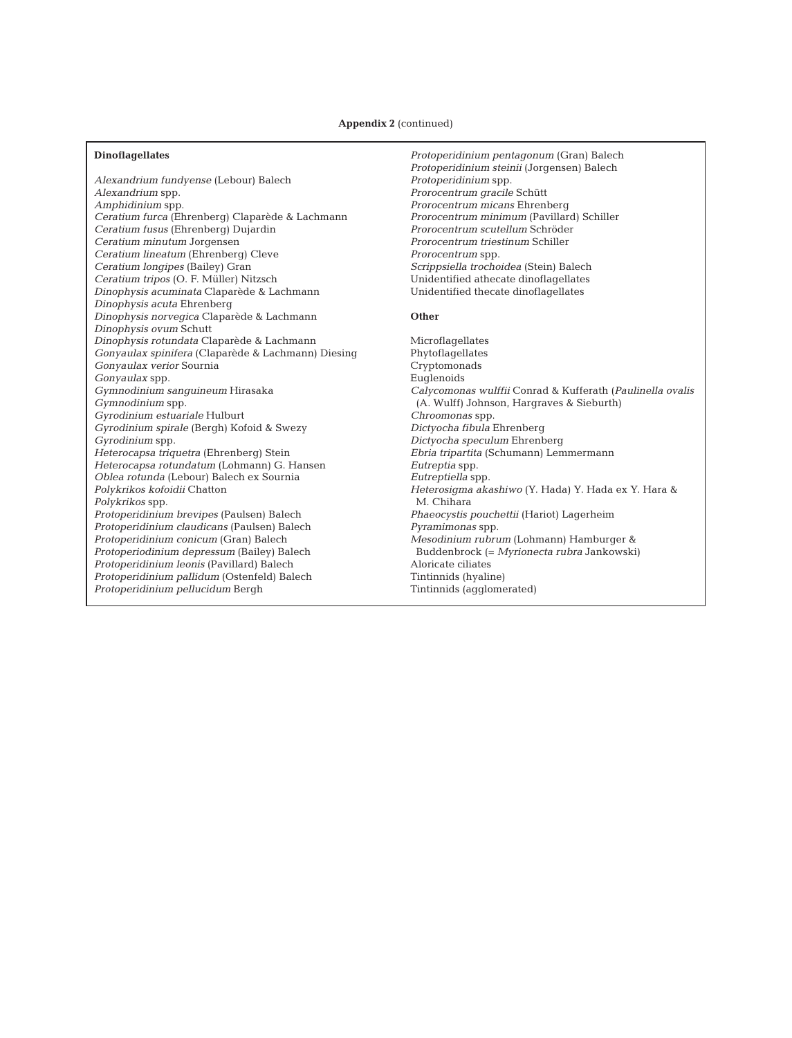**Appendix 2** (continued)

**Dinoflagellates**

*Alexandrium fundyense* (Lebour) Balech
*Alexandrium* spp.
*Amphidinium* spp.
*Ceratium furca* (Ehrenberg) Claparède & Lachmann
*Ceratium fusus* (Ehrenberg) Dujardin
*Ceratium minutum* Jorgensen
*Ceratium lineatum* (Ehrenberg) Cleve
*Ceratium longipes* (Bailey) Gran
*Ceratium tripos* (O. F. Müller) Nitzsch
*Dinophysis acuminata* Claparède & Lachmann
*Dinophysis acuta* Ehrenberg
*Dinophysis norvegica* Claparède & Lachmann
*Dinophysis ovum* Schutt
*Dinophysis rotundata* Claparède & Lachmann
*Gonyaulax spinifera* (Claparède & Lachmann) Diesing
*Gonyaulax verior* Sournia
*Gonyaulax* spp.
*Gymnodinium sanguineum* Hirasaka
*Gymnodinium* spp.
*Gyrodinium estuariale* Hulburt
*Gyrodinium spirale* (Bergh) Kofoid & Swezy
*Gyrodinium* spp.
*Heterocapsa triquetra* (Ehrenberg) Stein
*Heterocapsa rotundatum* (Lohmann) G. Hansen
*Oblea rotunda* (Lebour) Balech ex Sournia
*Polykrikos kofoidii* Chatton
*Polykrikos* spp.
*Protoperidinium brevipes* (Paulsen) Balech
*Protoperidinium claudicans* (Paulsen) Balech
*Protoperidinium conicum* (Gran) Balech
*Protoperiodinium depressum* (Bailey) Balech
*Protoperidinium leonis* (Pavillard) Balech
*Protoperidinium pallidum* (Ostenfeld) Balech
*Protoperidinium pellucidum* Bergh
*Protoperidinium pentagonum* (Gran) Balech
*Protoperidinium steinii* (Jorgensen) Balech
*Protoperidinium* spp.
*Prorocentrum gracile* Schütt
*Prorocentrum micans* Ehrenberg
*Prorocentrum minimum* (Pavillard) Schiller
*Prorocentrum scutellum* Schröder
*Prorocentrum triestinum* Schiller
*Prorocentrum* spp.
*Scrippsiella trochoidea* (Stein) Balech
Unidentified athecate dinoflagellates
Unidentified thecate dinoflagellates

**Other**

Microflagellates
Phytoflagellates
Cryptomonads
Euglenoids
*Calycomonas wulffii* Conrad & Kufferath (*Paulinella ovalis* (A. Wulff) Johnson, Hargraves & Sieburth)
*Chroomonas* spp.
*Dictyocha fibula* Ehrenberg
*Dictyocha speculum* Ehrenberg
*Ebria tripartita* (Schumann) Lemmermann
*Eutreptia* spp.
*Eutreptiella* spp.
*Heterosigma akashiwo* (Y. Hada) Y. Hada ex Y. Hara & M. Chihara
*Phaeocystis pouchettii* (Hariot) Lagerheim
*Pyramimonas* spp.
*Mesodinium rubrum* (Lohmann) Hamburger & Buddenbrock (= *Myrionecta rubra* Jankowski)
Aloricate ciliates
Tintinnids (hyaline)
Tintinnids (agglomerated)